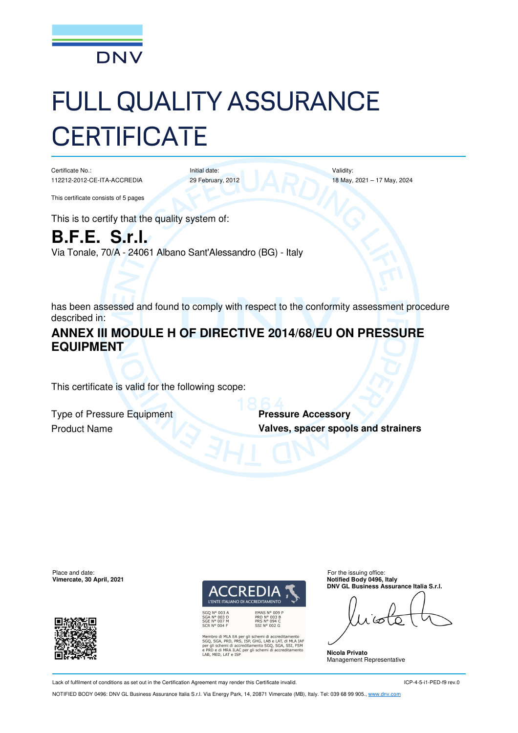DNV

# FULL QUALITY ASSURANCE CERTIFICATE

| Certificate No.: | Initial date: | Validity: |
|---|---|---|
| 112212-2012-CE-ITA-ACCREDIA | 29 February, 2012 | 18 May, 2021 – 17 May, 2024 |

This certificate consists of 5 pages

This is to certify that the quality system of:

## B.F.E. S.r.l.

Via Tonale, 70/A - 24061 Albano Sant'Alessandro (BG) - Italy

has been assessed and found to comply with respect to the conformity assessment procedure described in:

## ANNEX III MODULE H OF DIRECTIVE 2014/68/EU ON PRESSURE EQUIPMENT

This certificate is valid for the following scope:

| | |
|---|---|
| Type of Pressure Equipment | **Pressure Accessory** |
| Product Name | **Valves, spacer spools and strainers** |

Place and date:
**Vimercate, 30 April, 2021**

ACCREDIA
L'ENTE ITALIANO DI ACCREDITAMENTO

SGQ N° 003 A
SGA N° 003 D
SGE N° 007 M
SCR N° 004 F

EMAS N° 009 P
PRD N° 003 B
PRS N° 094 C
SSI N° 002 G

Membro di MLA EA per gli schemi di accreditamento SGQ, SGA, PRD, PRS, ISP, GHG, LAB e LAT, di MLA IAF per gli schemi di accreditamento SGQ, SGA, SSI, FSM e PRD e di MRA ILAC per gli schemi di accreditamento LAB, MED, LAT e ISP

For the issuing office:
**Notified Body 0496, Italy**
**DNV GL Business Assurance Italia S.r.l.**

**Nicola Privato**
Management Representative

Lack of fulfilment of conditions as set out in the Certification Agreement may render this Certificate invalid.

ICP-4-5-i1-PED-f9 rev.0

NOTIFIED BODY 0496: DNV GL Business Assurance Italia S.r.l. Via Energy Park, 14, 20871 Vimercate (MB), Italy. Tel: 039 68 99 905., www.dnv.com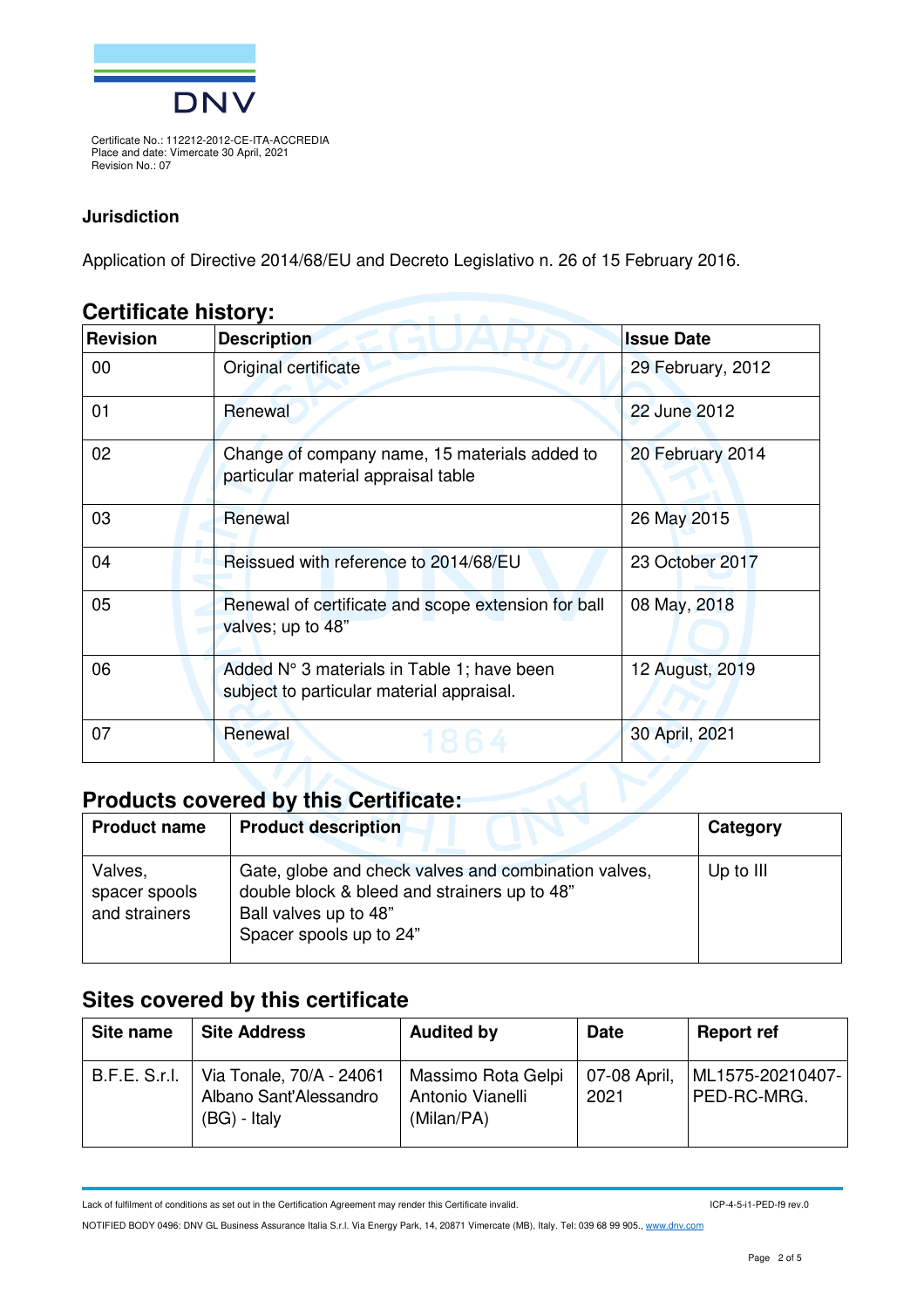Certificate No.: 112212-2012-CE-ITA-ACCREDIA
Place and date: Vimercate 30 April, 2021
Revision No.: 07

## Jurisdiction

Application of Directive 2014/68/EU and Decreto Legislativo n. 26 of 15 February 2016.

## Certificate history:

| Revision | Description | Issue Date |
|---|---|---|
| 00 | Original certificate | 29 February, 2012 |
| 01 | Renewal | 22 June 2012 |
| 02 | Change of company name, 15 materials added to particular material appraisal table | 20 February 2014 |
| 03 | Renewal | 26 May 2015 |
| 04 | Reissued with reference to 2014/68/EU | 23 October 2017 |
| 05 | Renewal of certificate and scope extension for ball valves; up to 48" | 08 May, 2018 |
| 06 | Added N° 3 materials in Table 1; have been subject to particular material appraisal. | 12 August, 2019 |
| 07 | Renewal | 30 April, 2021 |

## Products covered by this Certificate:

| Product name | Product description | Category |
|---|---|---|
| Valves, spacer spools and strainers | Gate, globe and check valves and combination valves, double block & bleed and strainers up to 48"<br>Ball valves up to 48"<br>Spacer spools up to 24" | Up to III |

## Sites covered by this certificate

| Site name | Site Address | Audited by | Date | Report ref |
|---|---|---|---|---|
| B.F.E. S.r.l. | Via Tonale, 70/A - 24061 Albano Sant'Alessandro (BG) - Italy | Massimo Rota Gelpi Antonio Vianelli (Milan/PA) | 07-08 April, 2021 | ML1575-20210407-PED-RC-MRG. |

Lack of fulfilment of conditions as set out in the Certification Agreement may render this Certificate invalid. ICP-4-5-i1-PED-f9 rev.0

NOTIFIED BODY 0496: DNV GL Business Assurance Italia S.r.l. Via Energy Park, 14, 20871 Vimercate (MB), Italy. Tel: 039 68 99 905., www.dnv.com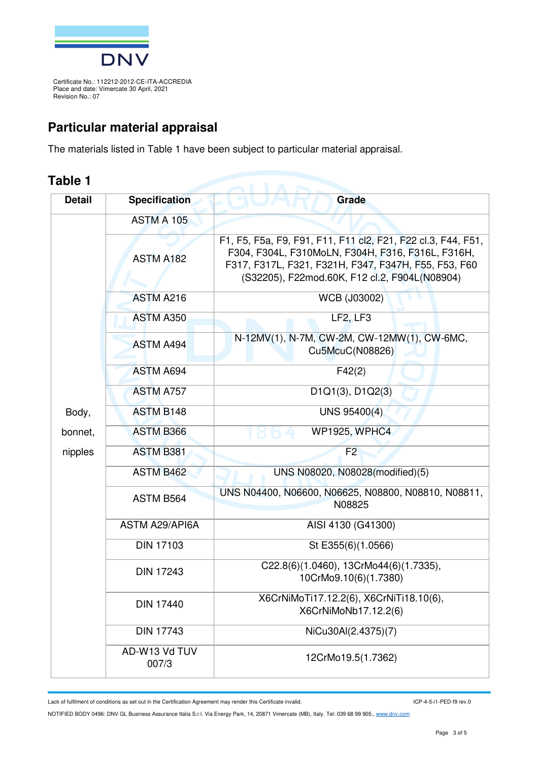Certificate No.: 112212-2012-CE-ITA-ACCREDIA
Place and date: Vimercate 30 April, 2021
Revision No.: 07

## Particular material appraisal

The materials listed in Table 1 have been subject to particular material appraisal.

## Table 1

| Detail | Specification | Grade |
|---|---|---|
| Body, bonnet, nipples | ASTM A 105 | |
| | ASTM A182 | F1, F5, F5a, F9, F91, F11, F11 cl2, F21, F22 cl.3, F44, F51, F304, F304L, F310MoLN, F304H, F316, F316L, F316H, F317, F317L, F321, F321H, F347, F347H, F55, F53, F60 (S32205), F22mod.60K, F12 cl.2, F904L(N08904) |
| | ASTM A216 | WCB (J03002) |
| | ASTM A350 | LF2, LF3 |
| | ASTM A494 | N-12MV(1), N-7M, CW-2M, CW-12MW(1), CW-6MC, Cu5McuC(N08826) |
| | ASTM A694 | F42(2) |
| | ASTM A757 | D1Q1(3), D1Q2(3) |
| | ASTM B148 | UNS 95400(4) |
| | ASTM B366 | WP1925, WPHC4 |
| | ASTM B381 | F2 |
| | ASTM B462 | UNS N08020, N08028(modified)(5) |
| | ASTM B564 | UNS N04400, N06600, N06625, N08800, N08810, N08811, N08825 |
| | ASTM A29/API6A | AISI 4130 (G41300) |
| | DIN 17103 | St E355(6)(1.0566) |
| | DIN 17243 | C22.8(6)(1.0460), 13CrMo44(6)(1.7335), 10CrMo9.10(6)(1.7380) |
| | DIN 17440 | X6CrNiMoTi17.12.2(6), X6CrNiTi18.10(6), X6CrNiMoNb17.12.2(6) |
| | DIN 17743 | NiCu30Al(2.4375)(7) |
| | AD-W13 Vd TUV 007/3 | 12CrMo19.5(1.7362) |

Lack of fulfilment of conditions as set out in the Certification Agreement may render this Certificate invalid. ICP-4-5-i1-PED-f9 rev.0

NOTIFIED BODY 0496: DNV GL Business Assurance Italia S.r.l. Via Energy Park, 14, 20871 Vimercate (MB), Italy. Tel: 039 68 99 905., www.dnv.com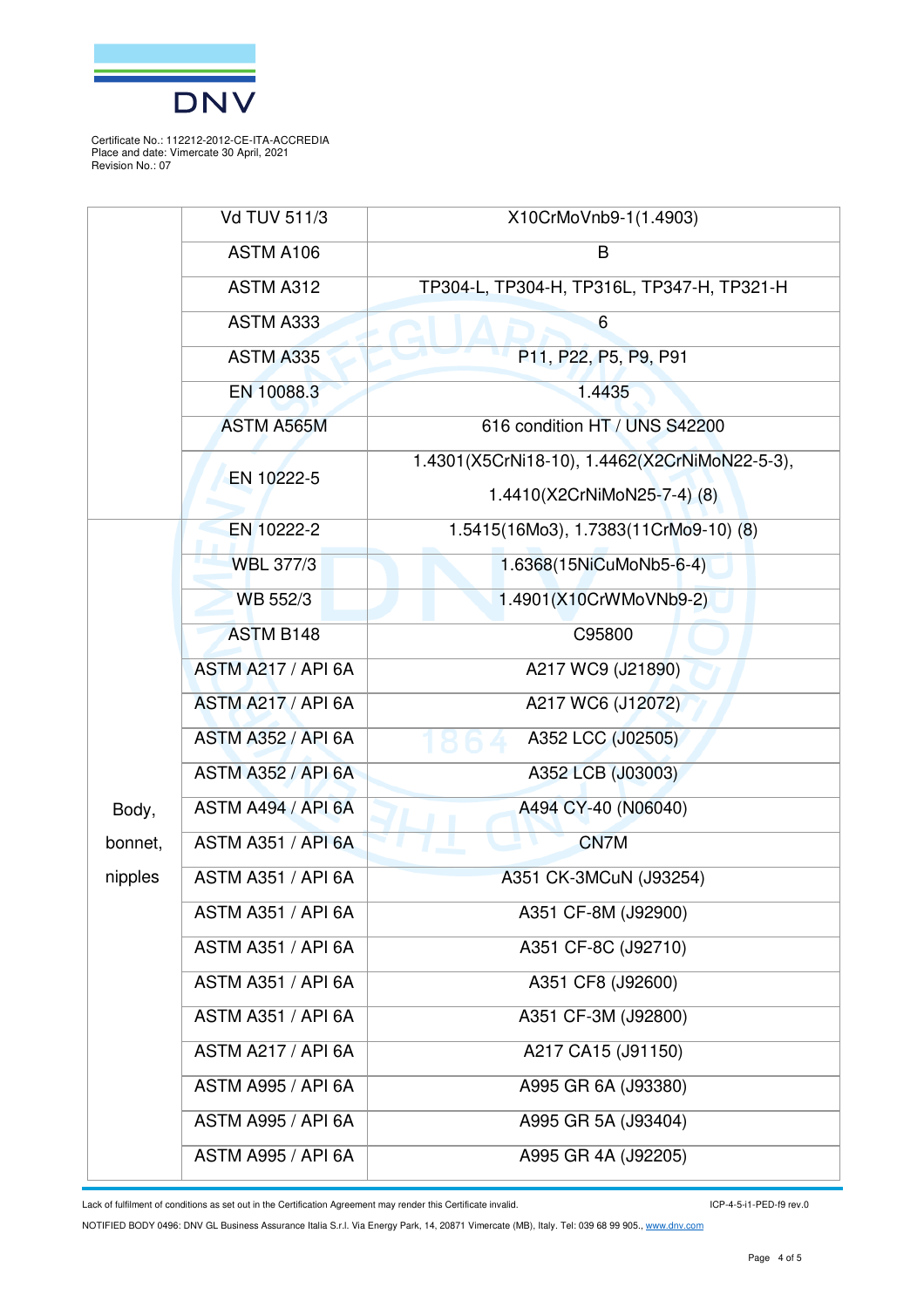Certificate No.: 112212-2012-CE-ITA-ACCREDIA
Place and date: Vimercate 30 April, 2021
Revision No.: 07

| | | |
|---|---|---|
| | Vd TUV 511/3 | X10CrMoVnb9-1(1.4903) |
| | ASTM A106 | B |
| | ASTM A312 | TP304-L, TP304-H, TP316L, TP347-H, TP321-H |
| | ASTM A333 | 6 |
| | ASTM A335 | P11, P22, P5, P9, P91 |
| | EN 10088.3 | 1.4435 |
| | ASTM A565M | 616 condition HT / UNS S42200 |
| | EN 10222-5 | 1.4301(X5CrNi18-10), 1.4462(X2CrNiMoN22-5-3), 1.4410(X2CrNiMoN25-7-4) (8) |
| Body, bonnet, nipples | EN 10222-2 | 1.5415(16Mo3), 1.7383(11CrMo9-10) (8) |
| | WBL 377/3 | 1.6368(15NiCuMoNb5-6-4) |
| | WB 552/3 | 1.4901(X10CrWMoVNb9-2) |
| | ASTM B148 | C95800 |
| | ASTM A217 / API 6A | A217 WC9 (J21890) |
| | ASTM A217 / API 6A | A217 WC6 (J12072) |
| | ASTM A352 / API 6A | A352 LCC (J02505) |
| | ASTM A352 / API 6A | A352 LCB (J03003) |
| | ASTM A494 / API 6A | A494 CY-40 (N06040) |
| | ASTM A351 / API 6A | CN7M |
| | ASTM A351 / API 6A | A351 CK-3MCuN (J93254) |
| | ASTM A351 / API 6A | A351 CF-8M (J92900) |
| | ASTM A351 / API 6A | A351 CF-8C (J92710) |
| | ASTM A351 / API 6A | A351 CF8 (J92600) |
| | ASTM A351 / API 6A | A351 CF-3M (J92800) |
| | ASTM A217 / API 6A | A217 CA15 (J91150) |
| | ASTM A995 / API 6A | A995 GR 6A (J93380) |
| | ASTM A995 / API 6A | A995 GR 5A (J93404) |
| | ASTM A995 / API 6A | A995 GR 4A (J92205) |

Lack of fulfilment of conditions as set out in the Certification Agreement may render this Certificate invalid. ICP-4-5-i1-PED-f9 rev.0

NOTIFIED BODY 0496: DNV GL Business Assurance Italia S.r.l. Via Energy Park, 14, 20871 Vimercate (MB), Italy. Tel: 039 68 99 905., www.dnv.com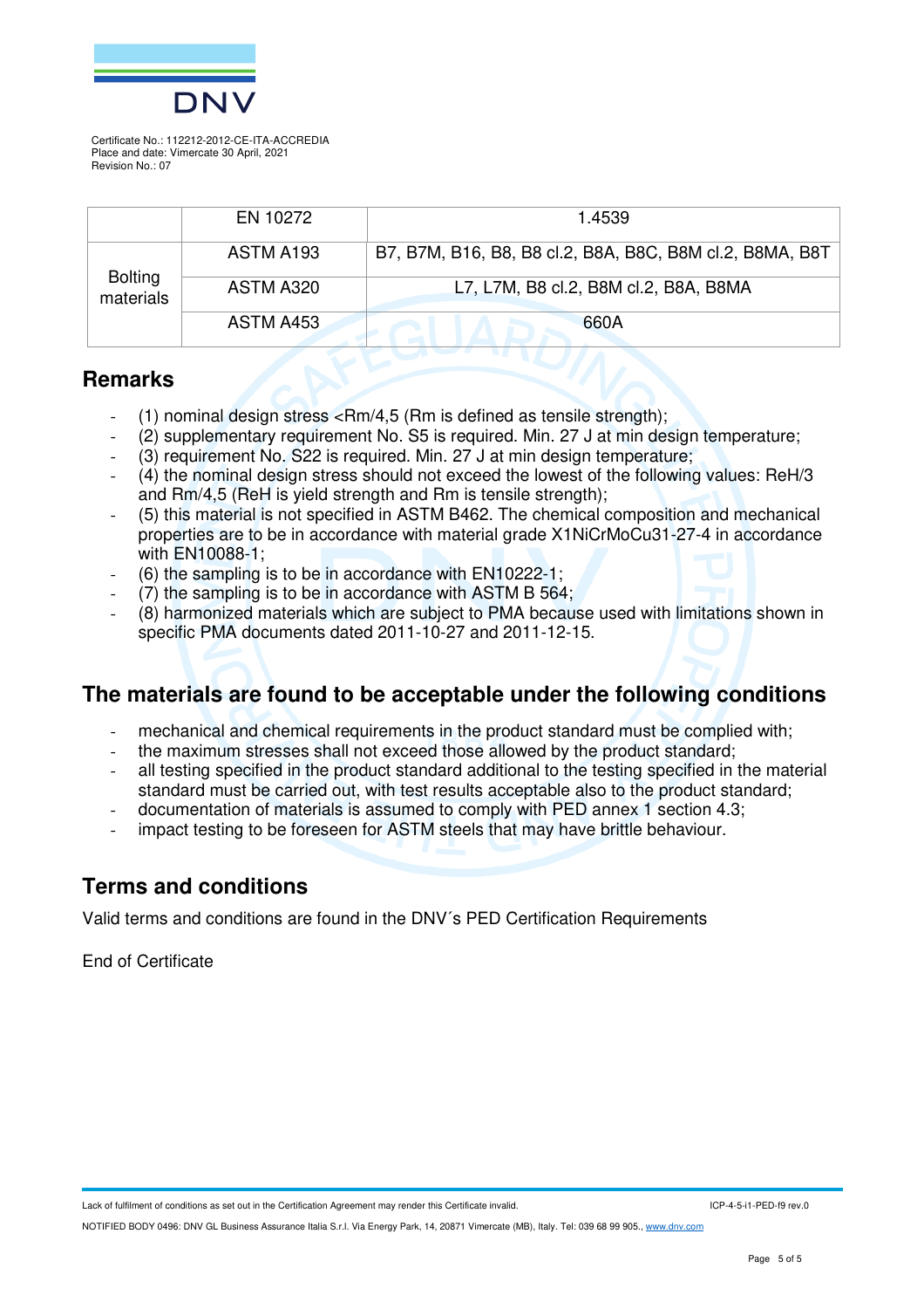Certificate No.: 112212-2012-CE-ITA-ACCREDIA
Place and date: Vimercate 30 April, 2021
Revision No.: 07

| | | |
|---|---|---|
| | EN 10272 | 1.4539 |
| Bolting materials | ASTM A193 | B7, B7M, B16, B8, B8 cl.2, B8A, B8C, B8M cl.2, B8MA, B8T |
| | ASTM A320 | L7, L7M, B8 cl.2, B8M cl.2, B8A, B8MA |
| | ASTM A453 | 660A |

## Remarks

- (1) nominal design stress <Rm/4,5 (Rm is defined as tensile strength);
- (2) supplementary requirement No. S5 is required. Min. 27 J at min design temperature;
- (3) requirement No. S22 is required. Min. 27 J at min design temperature;
- (4) the nominal design stress should not exceed the lowest of the following values: ReH/3 and Rm/4,5 (ReH is yield strength and Rm is tensile strength);
- (5) this material is not specified in ASTM B462. The chemical composition and mechanical properties are to be in accordance with material grade X1NiCrMoCu31-27-4 in accordance with EN10088-1;
- (6) the sampling is to be in accordance with EN10222-1;
- (7) the sampling is to be in accordance with ASTM B 564;
- (8) harmonized materials which are subject to PMA because used with limitations shown in specific PMA documents dated 2011-10-27 and 2011-12-15.

## The materials are found to be acceptable under the following conditions

- mechanical and chemical requirements in the product standard must be complied with;
- the maximum stresses shall not exceed those allowed by the product standard;
- all testing specified in the product standard additional to the testing specified in the material standard must be carried out, with test results acceptable also to the product standard;
- documentation of materials is assumed to comply with PED annex 1 section 4.3;
- impact testing to be foreseen for ASTM steels that may have brittle behaviour.

## Terms and conditions

Valid terms and conditions are found in the DNV´s PED Certification Requirements

End of Certificate

Lack of fulfilment of conditions as set out in the Certification Agreement may render this Certificate invalid. ICP-4-5-i1-PED-f9 rev.0

NOTIFIED BODY 0496: DNV GL Business Assurance Italia S.r.l. Via Energy Park, 14, 20871 Vimercate (MB), Italy. Tel: 039 68 99 905., www.dnv.com